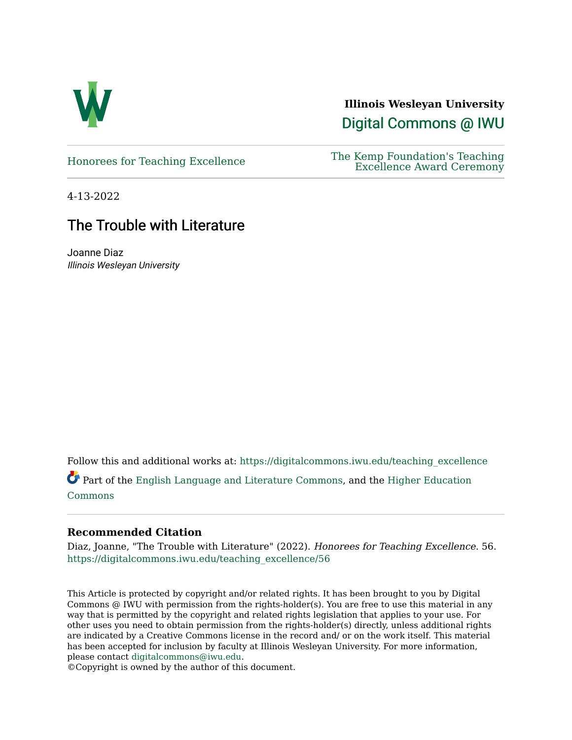**Illinois Wesleyan University**

Digital Commons @ IWU

Honorees for Teaching Excellence

The Kemp Foundation's Teaching Excellence Award Ceremony

4-13-2022

# The Trouble with Literature

Joanne Diaz

*Illinois Wesleyan University*

Follow this and additional works at: https://digitalcommons.iwu.edu/teaching_excellence

Part of the English Language and Literature Commons, and the Higher Education Commons

### Recommended Citation

Diaz, Joanne, "The Trouble with Literature" (2022). *Honorees for Teaching Excellence*. 56.
https://digitalcommons.iwu.edu/teaching_excellence/56

This Article is protected by copyright and/or related rights. It has been brought to you by Digital Commons @ IWU with permission from the rights-holder(s). You are free to use this material in any way that is permitted by the copyright and related rights legislation that applies to your use. For other uses you need to obtain permission from the rights-holder(s) directly, unless additional rights are indicated by a Creative Commons license in the record and/ or on the work itself. This material has been accepted for inclusion by faculty at Illinois Wesleyan University. For more information, please contact digitalcommons@iwu.edu.
©Copyright is owned by the author of this document.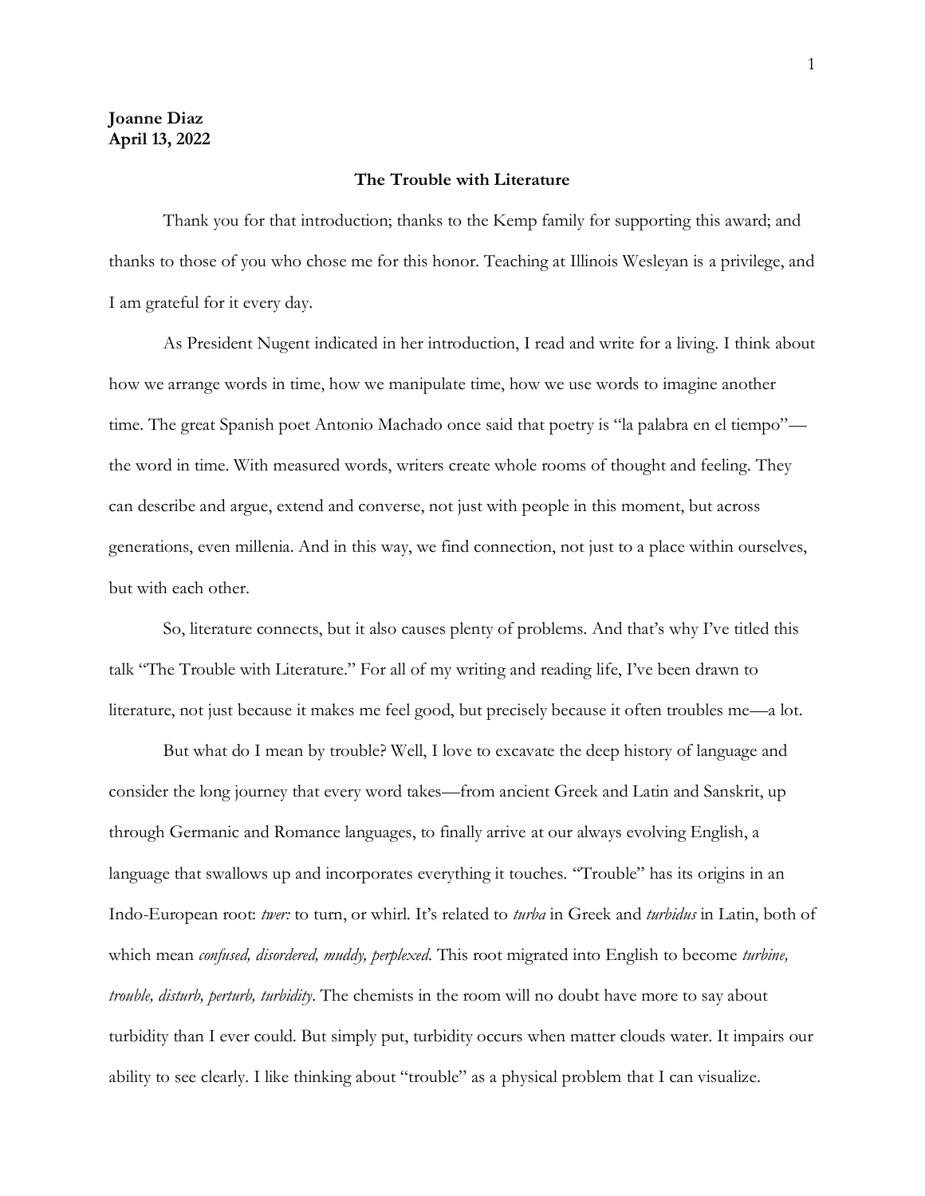**Joanne Diaz**
**April 13, 2022**

## The Trouble with Literature

Thank you for that introduction; thanks to the Kemp family for supporting this award; and thanks to those of you who chose me for this honor. Teaching at Illinois Wesleyan is a privilege, and I am grateful for it every day.

As President Nugent indicated in her introduction, I read and write for a living. I think about how we arrange words in time, how we manipulate time, how we use words to imagine another time. The great Spanish poet Antonio Machado once said that poetry is "la palabra en el tiempo"—the word in time. With measured words, writers create whole rooms of thought and feeling. They can describe and argue, extend and converse, not just with people in this moment, but across generations, even millenia. And in this way, we find connection, not just to a place within ourselves, but with each other.

So, literature connects, but it also causes plenty of problems. And that's why I've titled this talk "The Trouble with Literature." For all of my writing and reading life, I've been drawn to literature, not just because it makes me feel good, but precisely because it often troubles me—a lot.

But what do I mean by trouble? Well, I love to excavate the deep history of language and consider the long journey that every word takes—from ancient Greek and Latin and Sanskrit, up through Germanic and Romance languages, to finally arrive at our always evolving English, a language that swallows up and incorporates everything it touches. "Trouble" has its origins in an Indo-European root: *twer:* to turn, or whirl. It's related to *turba* in Greek and *turbidus* in Latin, both of which mean *confused, disordered, muddy, perplexed*. This root migrated into English to become *turbine, trouble, disturb, perturb, turbidity*. The chemists in the room will no doubt have more to say about turbidity than I ever could. But simply put, turbidity occurs when matter clouds water. It impairs our ability to see clearly. I like thinking about "trouble" as a physical problem that I can visualize.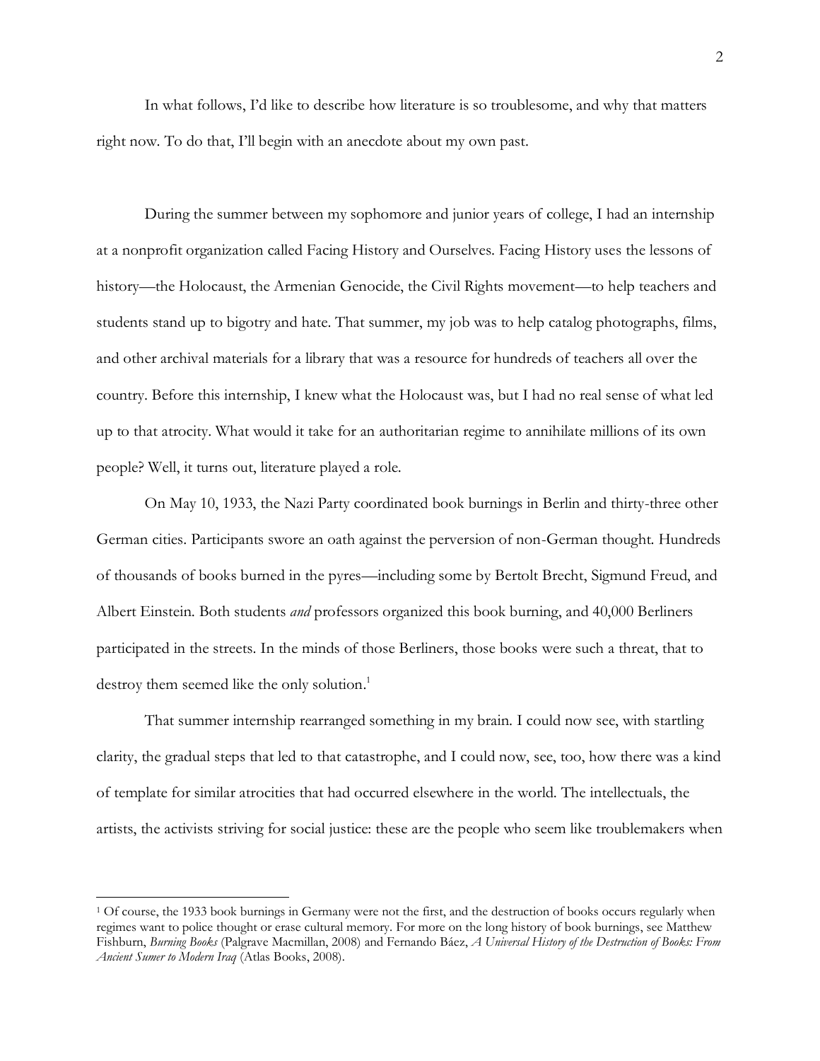In what follows, I'd like to describe how literature is so troublesome, and why that matters right now. To do that, I'll begin with an anecdote about my own past.

During the summer between my sophomore and junior years of college, I had an internship at a nonprofit organization called Facing History and Ourselves. Facing History uses the lessons of history—the Holocaust, the Armenian Genocide, the Civil Rights movement—to help teachers and students stand up to bigotry and hate. That summer, my job was to help catalog photographs, films, and other archival materials for a library that was a resource for hundreds of teachers all over the country. Before this internship, I knew what the Holocaust was, but I had no real sense of what led up to that atrocity. What would it take for an authoritarian regime to annihilate millions of its own people? Well, it turns out, literature played a role.

On May 10, 1933, the Nazi Party coordinated book burnings in Berlin and thirty-three other German cities. Participants swore an oath against the perversion of non-German thought. Hundreds of thousands of books burned in the pyres—including some by Bertolt Brecht, Sigmund Freud, and Albert Einstein. Both students *and* professors organized this book burning, and 40,000 Berliners participated in the streets. In the minds of those Berliners, those books were such a threat, that to destroy them seemed like the only solution.[1]

That summer internship rearranged something in my brain. I could now see, with startling clarity, the gradual steps that led to that catastrophe, and I could now, see, too, how there was a kind of template for similar atrocities that had occurred elsewhere in the world. The intellectuals, the artists, the activists striving for social justice: these are the people who seem like troublemakers when

---

[1] Of course, the 1933 book burnings in Germany were not the first, and the destruction of books occurs regularly when regimes want to police thought or erase cultural memory. For more on the long history of book burnings, see Matthew Fishburn, *Burning Books* (Palgrave Macmillan, 2008) and Fernando Báez, *A Universal History of the Destruction of Books: From Ancient Sumer to Modern Iraq* (Atlas Books, 2008).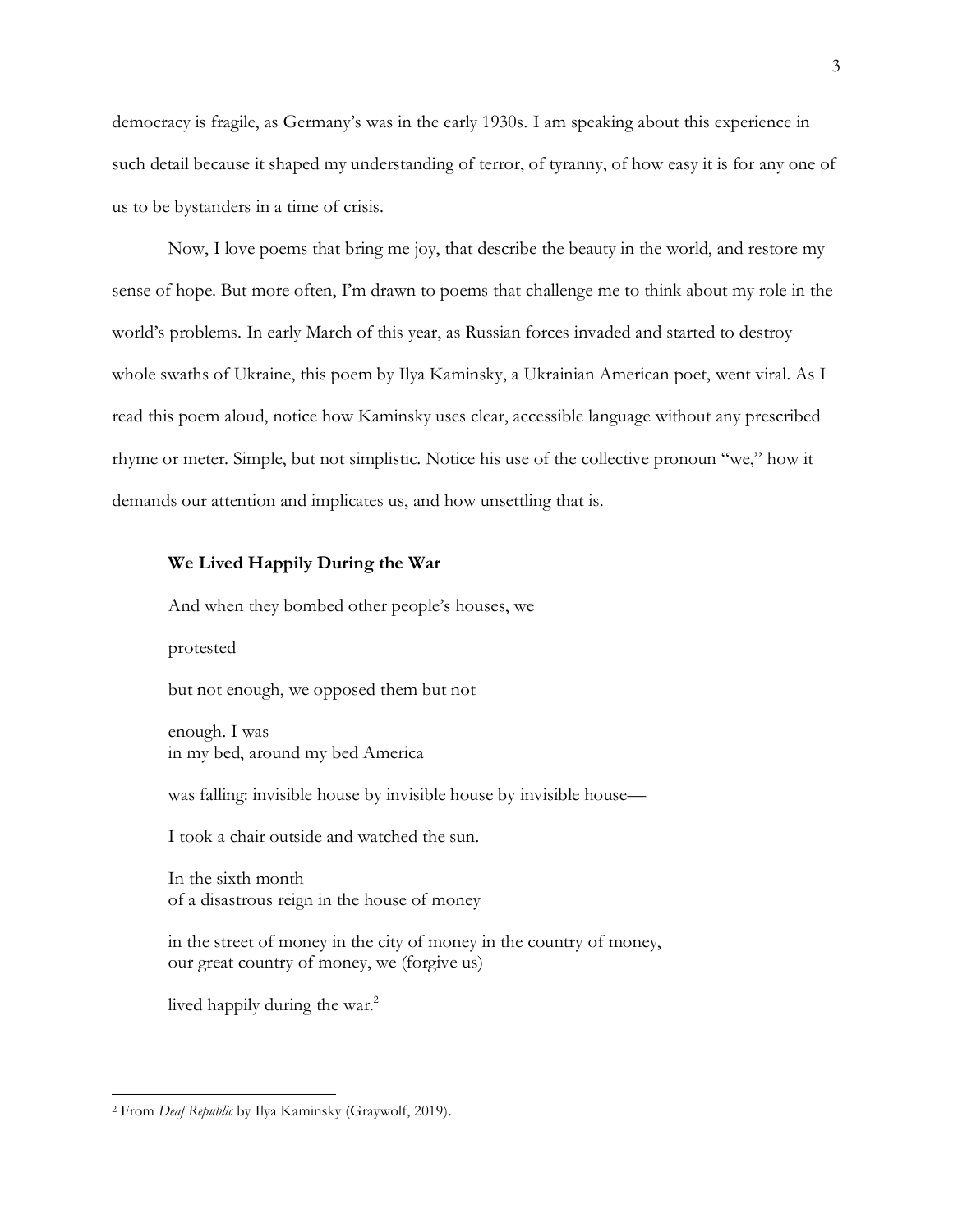democracy is fragile, as Germany's was in the early 1930s. I am speaking about this experience in such detail because it shaped my understanding of terror, of tyranny, of how easy it is for any one of us to be bystanders in a time of crisis.

Now, I love poems that bring me joy, that describe the beauty in the world, and restore my sense of hope. But more often, I'm drawn to poems that challenge me to think about my role in the world's problems. In early March of this year, as Russian forces invaded and started to destroy whole swaths of Ukraine, this poem by Ilya Kaminsky, a Ukrainian American poet, went viral. As I read this poem aloud, notice how Kaminsky uses clear, accessible language without any prescribed rhyme or meter. Simple, but not simplistic. Notice his use of the collective pronoun "we," how it demands our attention and implicates us, and how unsettling that is.

**We Lived Happily During the War**

And when they bombed other people's houses, we

protested

but not enough, we opposed them but not

enough. I was
in my bed, around my bed America

was falling: invisible house by invisible house by invisible house—

I took a chair outside and watched the sun.

In the sixth month
of a disastrous reign in the house of money

in the street of money in the city of money in the country of money,
our great country of money, we (forgive us)

lived happily during the war.[2]

---

[2] From *Deaf Republic* by Ilya Kaminsky (Graywolf, 2019).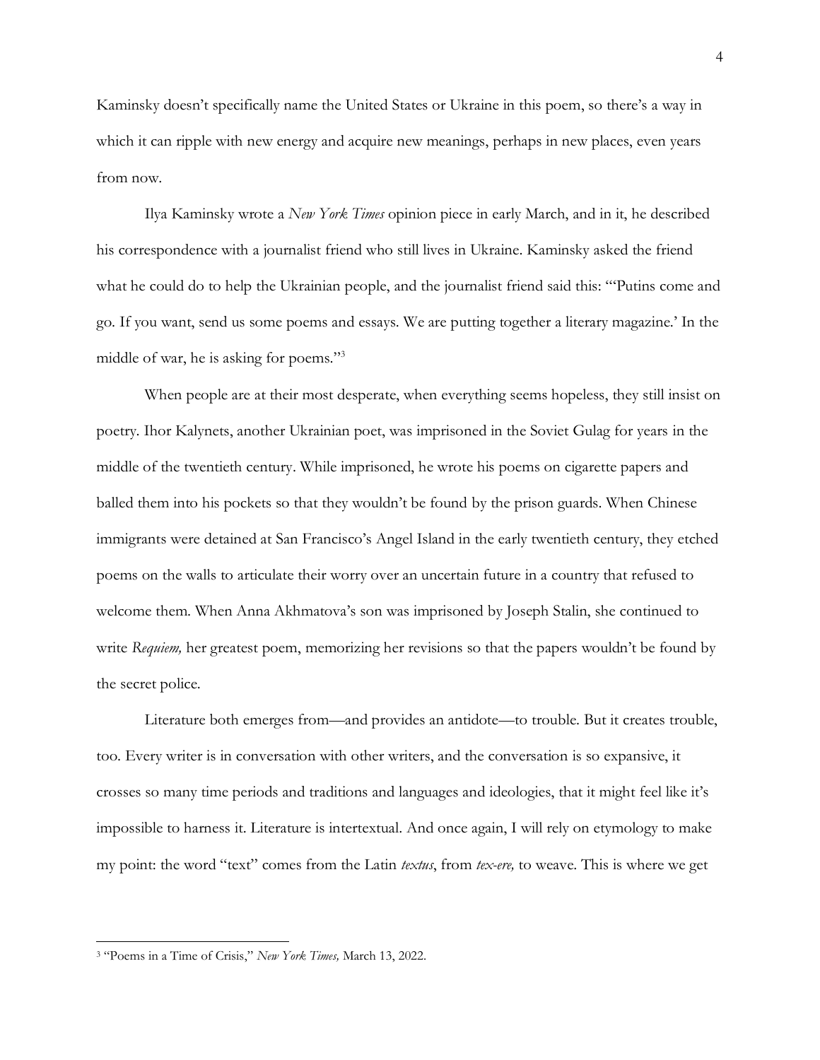Kaminsky doesn't specifically name the United States or Ukraine in this poem, so there's a way in which it can ripple with new energy and acquire new meanings, perhaps in new places, even years from now.

Ilya Kaminsky wrote a *New York Times* opinion piece in early March, and in it, he described his correspondence with a journalist friend who still lives in Ukraine. Kaminsky asked the friend what he could do to help the Ukrainian people, and the journalist friend said this: "'Putins come and go. If you want, send us some poems and essays. We are putting together a literary magazine.' In the middle of war, he is asking for poems."[3]

When people are at their most desperate, when everything seems hopeless, they still insist on poetry. Ihor Kalynets, another Ukrainian poet, was imprisoned in the Soviet Gulag for years in the middle of the twentieth century. While imprisoned, he wrote his poems on cigarette papers and balled them into his pockets so that they wouldn't be found by the prison guards. When Chinese immigrants were detained at San Francisco's Angel Island in the early twentieth century, they etched poems on the walls to articulate their worry over an uncertain future in a country that refused to welcome them. When Anna Akhmatova's son was imprisoned by Joseph Stalin, she continued to write *Requiem,* her greatest poem, memorizing her revisions so that the papers wouldn't be found by the secret police.

Literature both emerges from—and provides an antidote—to trouble. But it creates trouble, too. Every writer is in conversation with other writers, and the conversation is so expansive, it crosses so many time periods and traditions and languages and ideologies, that it might feel like it's impossible to harness it. Literature is intertextual. And once again, I will rely on etymology to make my point: the word "text" comes from the Latin *textus*, from *tex-ere,* to weave. This is where we get

---

[3] "Poems in a Time of Crisis," *New York Times,* March 13, 2022.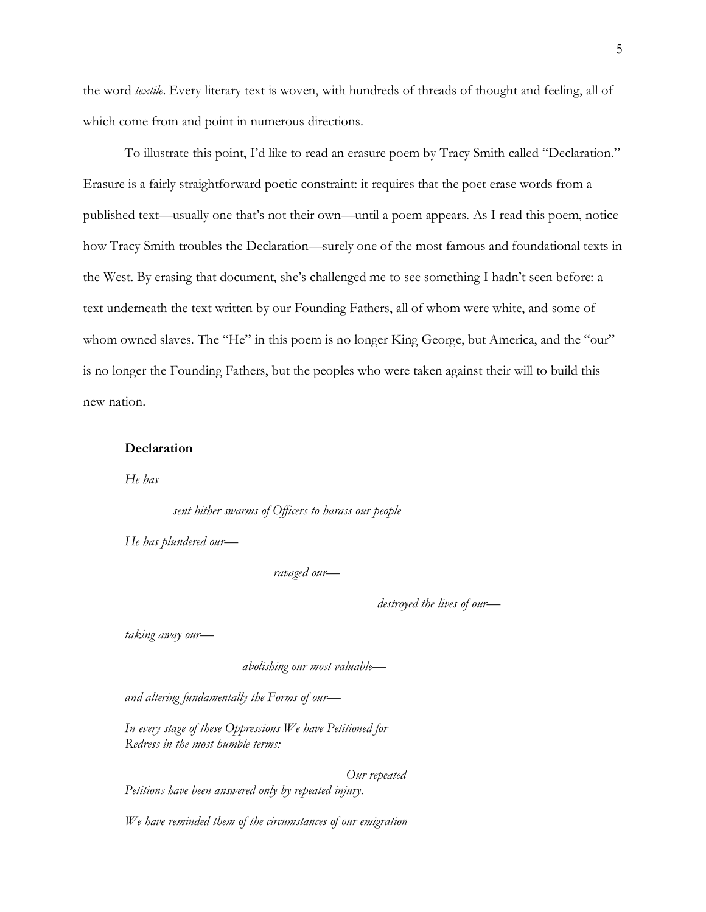the word *textile*. Every literary text is woven, with hundreds of threads of thought and feeling, all of which come from and point in numerous directions.

To illustrate this point, I'd like to read an erasure poem by Tracy Smith called "Declaration." Erasure is a fairly straightforward poetic constraint: it requires that the poet erase words from a published text—usually one that's not their own—until a poem appears. As I read this poem, notice how Tracy Smith <u>troubles</u> the Declaration—surely one of the most famous and foundational texts in the West. By erasing that document, she's challenged me to see something I hadn't seen before: a text <u>underneath</u> the text written by our Founding Fathers, all of whom were white, and some of whom owned slaves. The "He" in this poem is no longer King George, but America, and the "our" is no longer the Founding Fathers, but the peoples who were taken against their will to build this new nation.

**Declaration**

*He has*

*sent hither swarms of Officers to harass our people*

*He has plundered our—*

*ravaged our—*

*destroyed the lives of our—*

*taking away our—*

*abolishing our most valuable—*

*and altering fundamentally the Forms of our—*

*In every stage of these Oppressions We have Petitioned for*
*Redress in the most humble terms:*

*Our repeated*
*Petitions have been answered only by repeated injury.*

*We have reminded them of the circumstances of our emigration*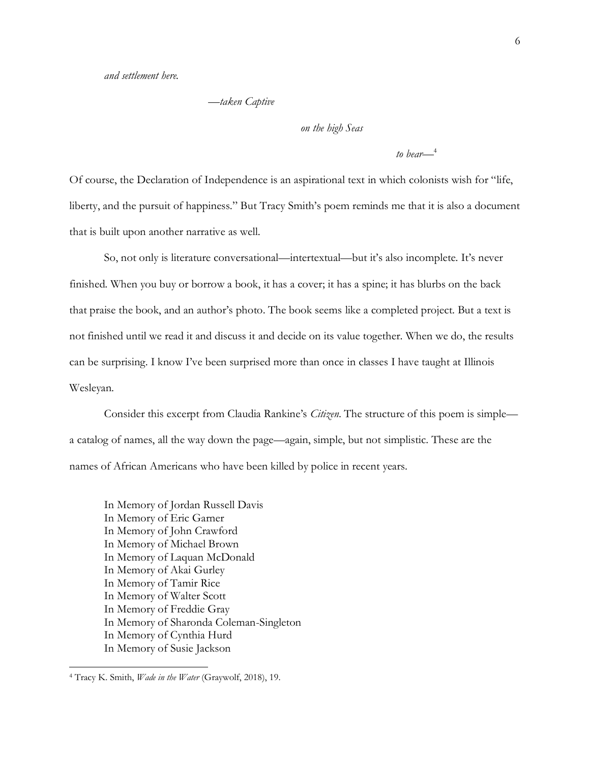*and settlement here.*

*—taken Captive*

*on the high Seas*

*to bear—*[4]

Of course, the Declaration of Independence is an aspirational text in which colonists wish for "life, liberty, and the pursuit of happiness." But Tracy Smith's poem reminds me that it is also a document that is built upon another narrative as well.

So, not only is literature conversational—intertextual—but it's also incomplete. It's never finished. When you buy or borrow a book, it has a cover; it has a spine; it has blurbs on the back that praise the book, and an author's photo. The book seems like a completed project. But a text is not finished until we read it and discuss it and decide on its value together. When we do, the results can be surprising. I know I've been surprised more than once in classes I have taught at Illinois Wesleyan.

Consider this excerpt from Claudia Rankine's *Citizen*. The structure of this poem is simple—a catalog of names, all the way down the page—again, simple, but not simplistic. These are the names of African Americans who have been killed by police in recent years.

In Memory of Jordan Russell Davis
In Memory of Eric Garner
In Memory of John Crawford
In Memory of Michael Brown
In Memory of Laquan McDonald
In Memory of Akai Gurley
In Memory of Tamir Rice
In Memory of Walter Scott
In Memory of Freddie Gray
In Memory of Sharonda Coleman-Singleton
In Memory of Cynthia Hurd
In Memory of Susie Jackson

[4] Tracy K. Smith, *Wade in the Water* (Graywolf, 2018), 19.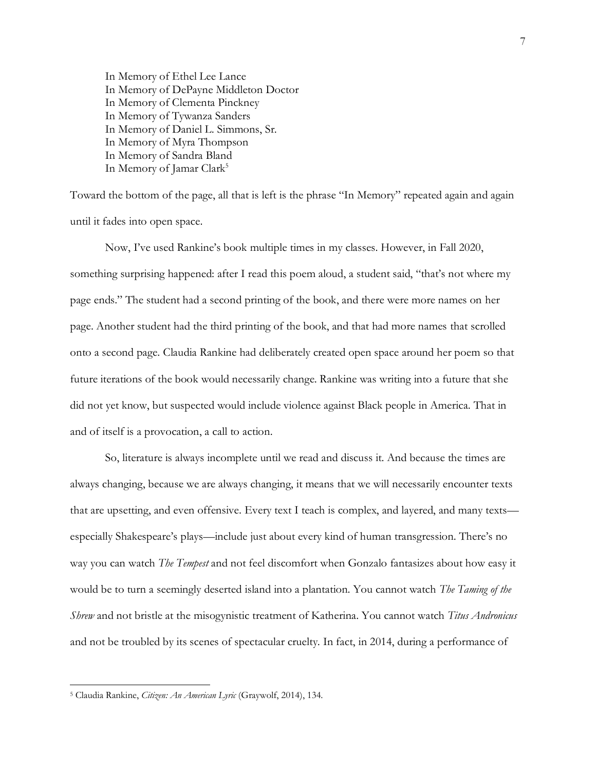> In Memory of Ethel Lee Lance
> In Memory of DePayne Middleton Doctor
> In Memory of Clementa Pinckney
> In Memory of Tywanza Sanders
> In Memory of Daniel L. Simmons, Sr.
> In Memory of Myra Thompson
> In Memory of Sandra Bland
> In Memory of Jamar Clark[5]

Toward the bottom of the page, all that is left is the phrase "In Memory" repeated again and again until it fades into open space.

Now, I've used Rankine's book multiple times in my classes. However, in Fall 2020, something surprising happened: after I read this poem aloud, a student said, "that's not where my page ends." The student had a second printing of the book, and there were more names on her page. Another student had the third printing of the book, and that had more names that scrolled onto a second page. Claudia Rankine had deliberately created open space around her poem so that future iterations of the book would necessarily change. Rankine was writing into a future that she did not yet know, but suspected would include violence against Black people in America. That in and of itself is a provocation, a call to action.

So, literature is always incomplete until we read and discuss it. And because the times are always changing, because we are always changing, it means that we will necessarily encounter texts that are upsetting, and even offensive. Every text I teach is complex, and layered, and many texts—especially Shakespeare's plays—include just about every kind of human transgression. There's no way you can watch *The Tempest* and not feel discomfort when Gonzalo fantasizes about how easy it would be to turn a seemingly deserted island into a plantation. You cannot watch *The Taming of the Shrew* and not bristle at the misogynistic treatment of Katherina. You cannot watch *Titus Andronicus* and not be troubled by its scenes of spectacular cruelty. In fact, in 2014, during a performance of

[5] Claudia Rankine, *Citizen: An American Lyric* (Graywolf, 2014), 134.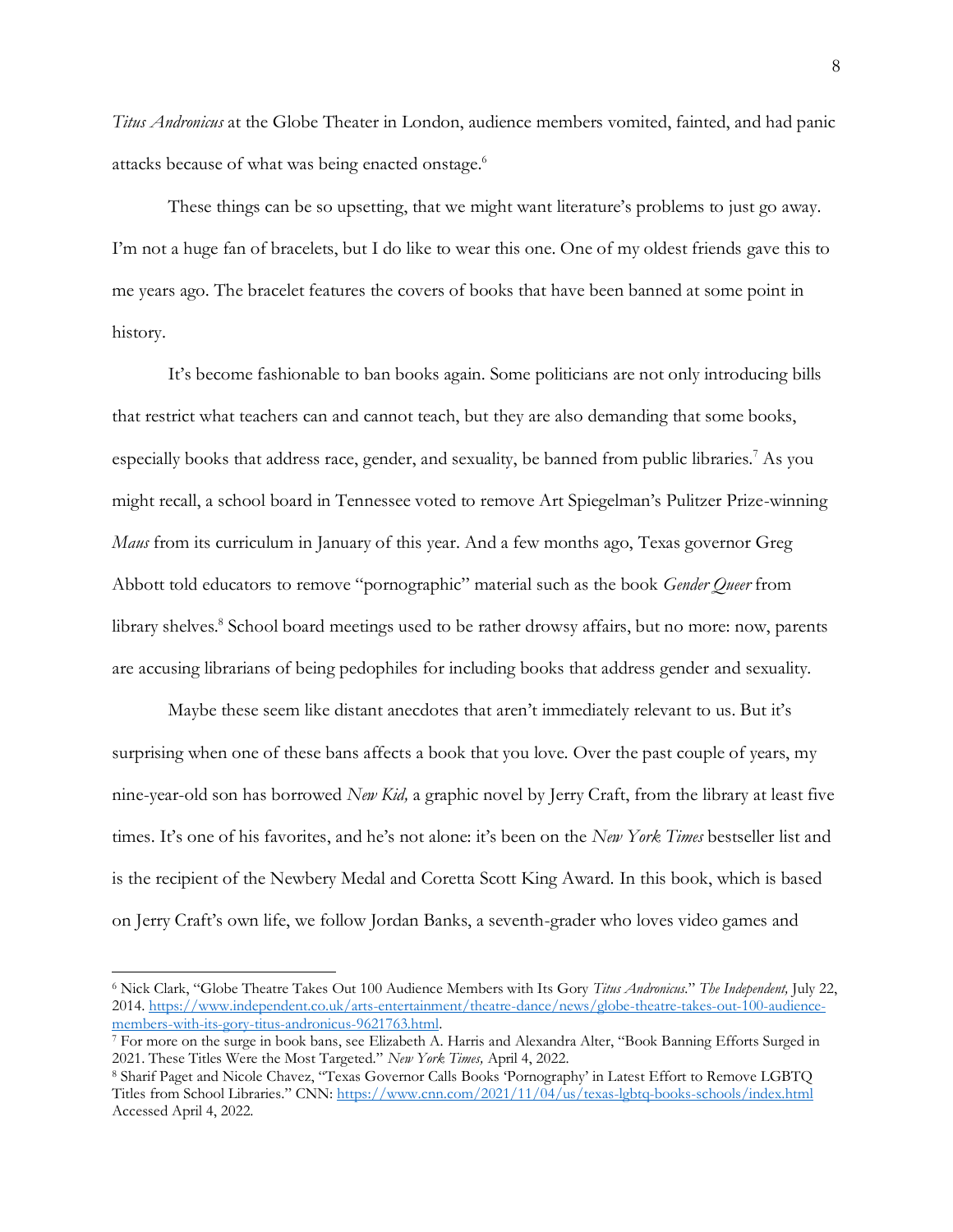*Titus Andronicus* at the Globe Theater in London, audience members vomited, fainted, and had panic attacks because of what was being enacted onstage.[6]

These things can be so upsetting, that we might want literature's problems to just go away. I'm not a huge fan of bracelets, but I do like to wear this one. One of my oldest friends gave this to me years ago. The bracelet features the covers of books that have been banned at some point in history.

It's become fashionable to ban books again. Some politicians are not only introducing bills that restrict what teachers can and cannot teach, but they are also demanding that some books, especially books that address race, gender, and sexuality, be banned from public libraries.[7] As you might recall, a school board in Tennessee voted to remove Art Spiegelman's Pulitzer Prize-winning *Maus* from its curriculum in January of this year. And a few months ago, Texas governor Greg Abbott told educators to remove "pornographic" material such as the book *Gender Queer* from library shelves.[8] School board meetings used to be rather drowsy affairs, but no more: now, parents are accusing librarians of being pedophiles for including books that address gender and sexuality.

Maybe these seem like distant anecdotes that aren't immediately relevant to us. But it's surprising when one of these bans affects a book that you love. Over the past couple of years, my nine-year-old son has borrowed *New Kid,* a graphic novel by Jerry Craft, from the library at least five times. It's one of his favorites, and he's not alone: it's been on the *New York Times* bestseller list and is the recipient of the Newbery Medal and Coretta Scott King Award. In this book, which is based on Jerry Craft's own life, we follow Jordan Banks, a seventh-grader who loves video games and

---

[6] Nick Clark, "Globe Theatre Takes Out 100 Audience Members with Its Gory *Titus Andronicus*." *The Independent,* July 22, 2014. https://www.independent.co.uk/arts-entertainment/theatre-dance/news/globe-theatre-takes-out-100-audience-members-with-its-gory-titus-andronicus-9621763.html.

[7] For more on the surge in book bans, see Elizabeth A. Harris and Alexandra Alter, "Book Banning Efforts Surged in 2021. These Titles Were the Most Targeted." *New York Times,* April 4, 2022.

[8] Sharif Paget and Nicole Chavez, "Texas Governor Calls Books 'Pornography' in Latest Effort to Remove LGBTQ Titles from School Libraries." CNN: https://www.cnn.com/2021/11/04/us/texas-lgbtq-books-schools/index.html Accessed April 4, 2022.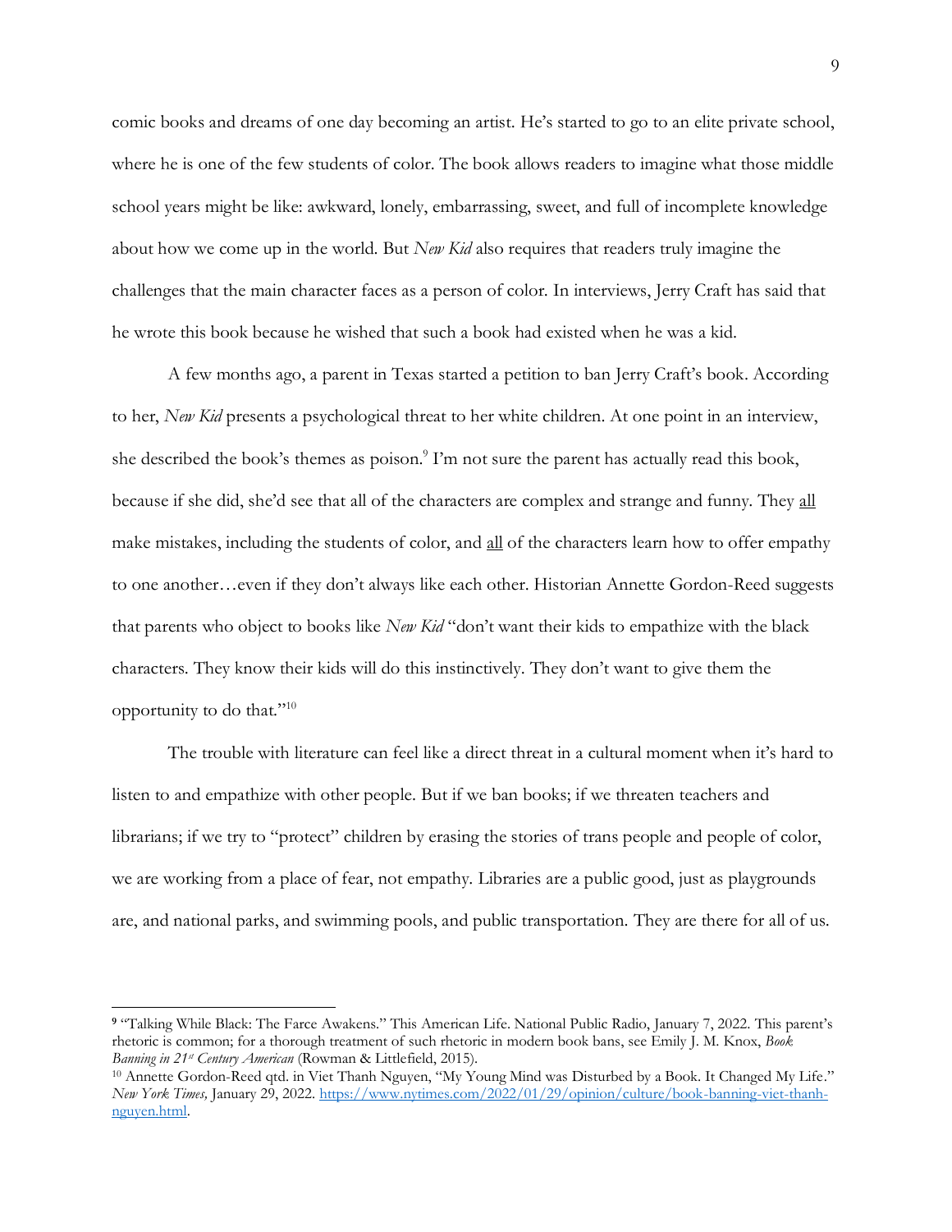comic books and dreams of one day becoming an artist. He's started to go to an elite private school, where he is one of the few students of color. The book allows readers to imagine what those middle school years might be like: awkward, lonely, embarrassing, sweet, and full of incomplete knowledge about how we come up in the world. But *New Kid* also requires that readers truly imagine the challenges that the main character faces as a person of color. In interviews, Jerry Craft has said that he wrote this book because he wished that such a book had existed when he was a kid.

A few months ago, a parent in Texas started a petition to ban Jerry Craft's book. According to her, *New Kid* presents a psychological threat to her white children. At one point in an interview, she described the book's themes as poison.[9] I'm not sure the parent has actually read this book, because if she did, she'd see that all of the characters are complex and strange and funny. They <u>all</u> make mistakes, including the students of color, and <u>all</u> of the characters learn how to offer empathy to one another…even if they don't always like each other. Historian Annette Gordon-Reed suggests that parents who object to books like *New Kid* "don't want their kids to empathize with the black characters. They know their kids will do this instinctively. They don't want to give them the opportunity to do that."[10]

The trouble with literature can feel like a direct threat in a cultural moment when it's hard to listen to and empathize with other people. But if we ban books; if we threaten teachers and librarians; if we try to "protect" children by erasing the stories of trans people and people of color, we are working from a place of fear, not empathy. Libraries are a public good, just as playgrounds are, and national parks, and swimming pools, and public transportation. They are there for all of us.

---

[9] "Talking While Black: The Farce Awakens." This American Life. National Public Radio, January 7, 2022. This parent's rhetoric is common; for a thorough treatment of such rhetoric in modern book bans, see Emily J. M. Knox, *Book Banning in 21st Century American* (Rowman & Littlefield, 2015).

[10] Annette Gordon-Reed qtd. in Viet Thanh Nguyen, "My Young Mind was Disturbed by a Book. It Changed My Life." *New York Times,* January 29, 2022. https://www.nytimes.com/2022/01/29/opinion/culture/book-banning-viet-thanh-nguyen.html.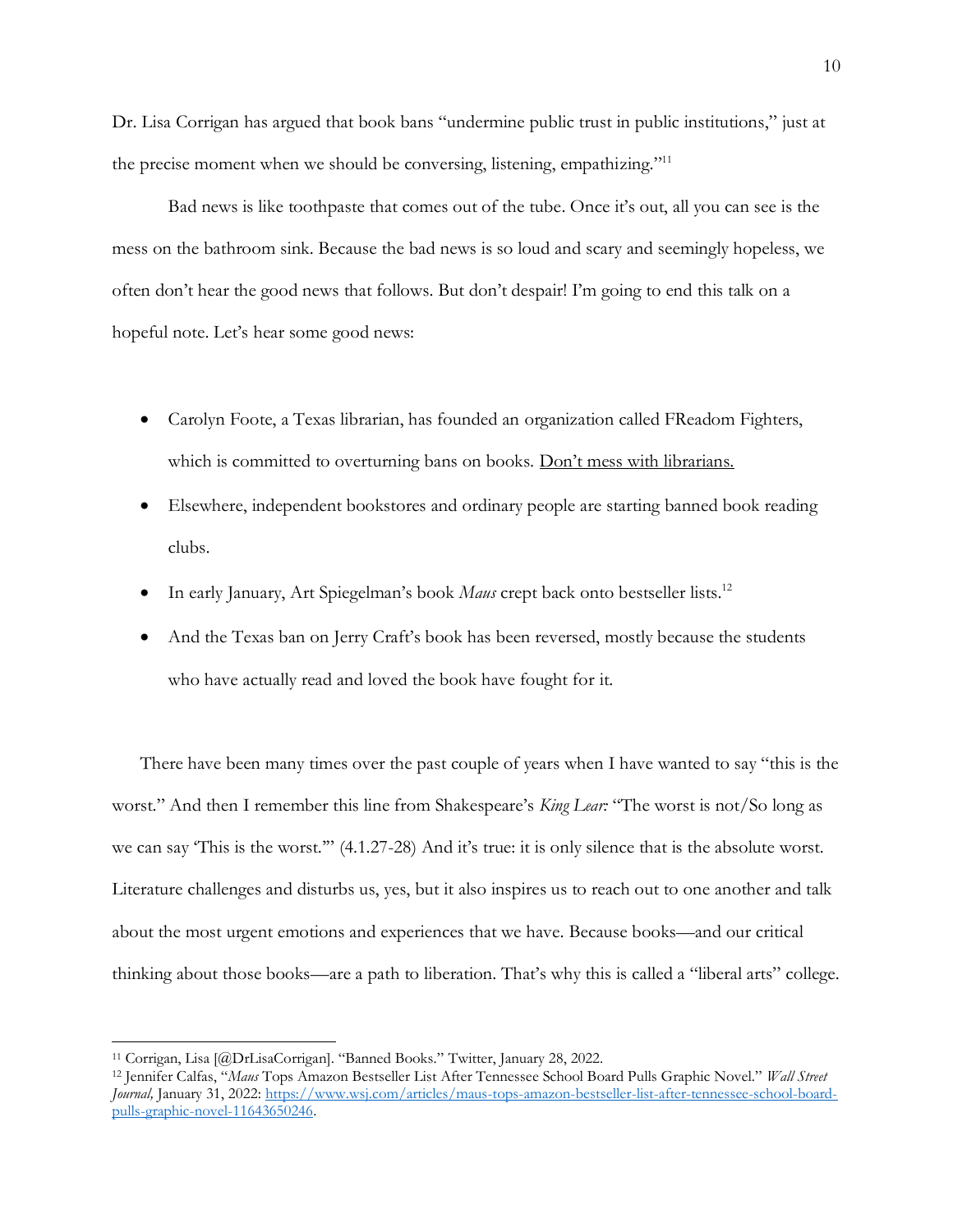Dr. Lisa Corrigan has argued that book bans "undermine public trust in public institutions," just at the precise moment when we should be conversing, listening, empathizing."[11]

Bad news is like toothpaste that comes out of the tube. Once it's out, all you can see is the mess on the bathroom sink. Because the bad news is so loud and scary and seemingly hopeless, we often don't hear the good news that follows. But don't despair! I'm going to end this talk on a hopeful note. Let's hear some good news:

- Carolyn Foote, a Texas librarian, has founded an organization called FReadom Fighters, which is committed to overturning bans on books. <u>Don't mess with librarians.</u>
- Elsewhere, independent bookstores and ordinary people are starting banned book reading clubs.
- In early January, Art Spiegelman's book *Maus* crept back onto bestseller lists.[12]
- And the Texas ban on Jerry Craft's book has been reversed, mostly because the students who have actually read and loved the book have fought for it.

There have been many times over the past couple of years when I have wanted to say "this is the worst." And then I remember this line from Shakespeare's *King Lear:* "The worst is not/So long as we can say 'This is the worst.'" (4.1.27-28) And it's true: it is only silence that is the absolute worst. Literature challenges and disturbs us, yes, but it also inspires us to reach out to one another and talk about the most urgent emotions and experiences that we have. Because books—and our critical thinking about those books—are a path to liberation. That's why this is called a "liberal arts" college.

---

[11] Corrigan, Lisa [@DrLisaCorrigan]. "Banned Books." Twitter, January 28, 2022.

[12] Jennifer Calfas, "*Maus* Tops Amazon Bestseller List After Tennessee School Board Pulls Graphic Novel." *Wall Street Journal,* January 31, 2022: https://www.wsj.com/articles/maus-tops-amazon-bestseller-list-after-tennessee-school-board-pulls-graphic-novel-11643650246.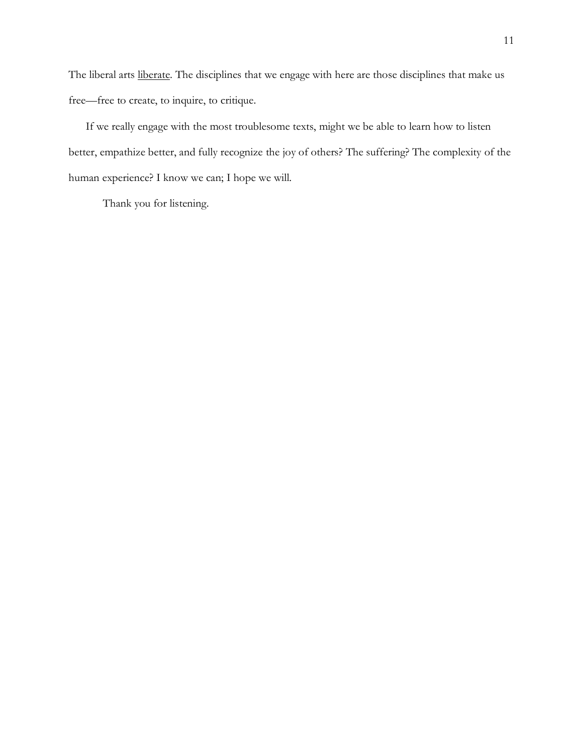The liberal arts <u>liberate</u>. The disciplines that we engage with here are those disciplines that make us free—free to create, to inquire, to critique.

If we really engage with the most troublesome texts, might we be able to learn how to listen better, empathize better, and fully recognize the joy of others? The suffering? The complexity of the human experience? I know we can; I hope we will.

Thank you for listening.